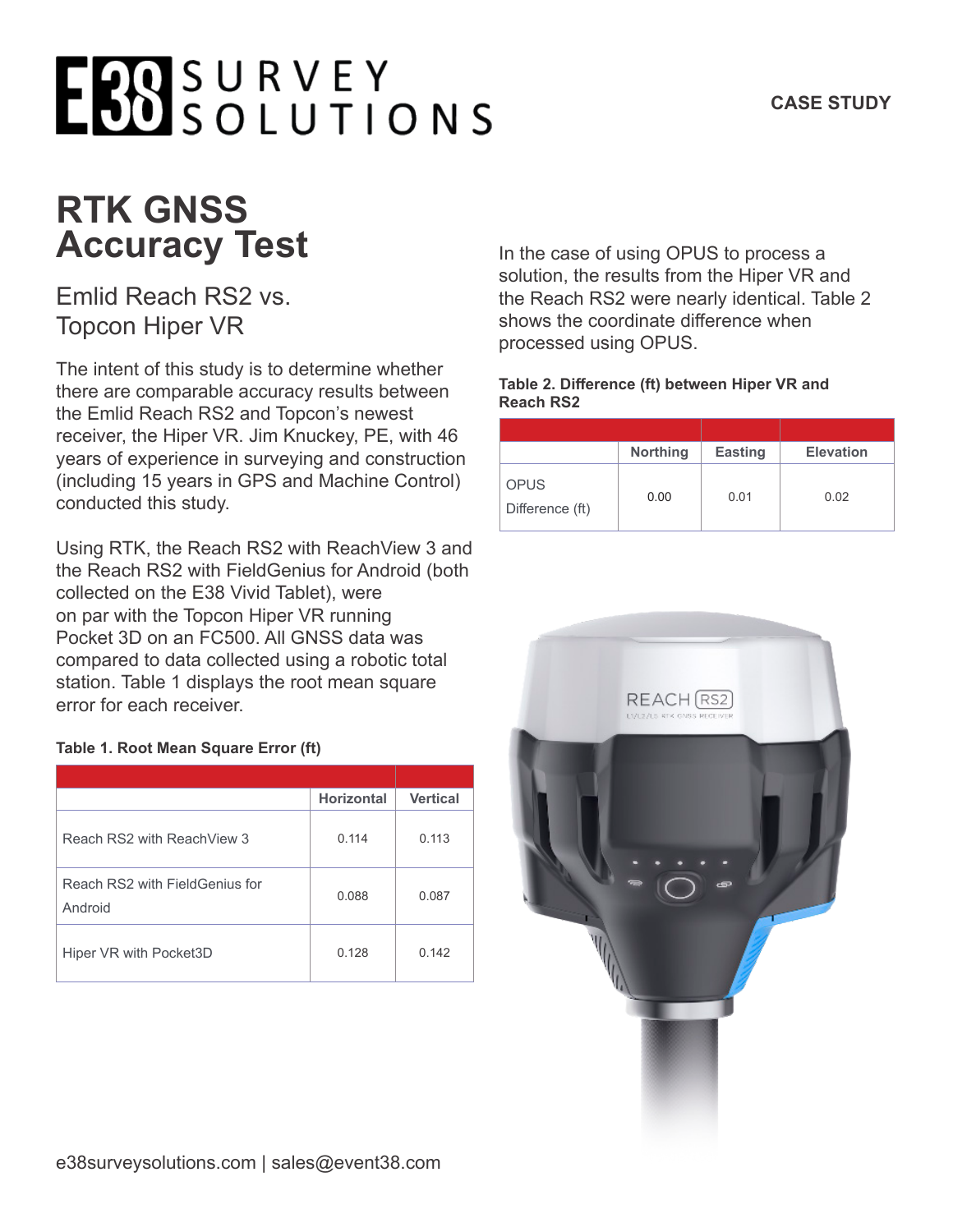E38 SURVEY SOLUTIONS

CASE STUDY

# RTK GNSS Accuracy Test

## Emlid Reach RS2 vs. Topcon Hiper VR

The intent of this study is to determine whether there are comparable accuracy results between the Emlid Reach RS2 and Topcon's newest receiver, the Hiper VR. Jim Knuckey, PE, with 46 years of experience in surveying and construction (including 15 years in GPS and Machine Control) conducted this study.

Using RTK, the Reach RS2 with ReachView 3 and the Reach RS2 with FieldGenius for Android (both collected on the E38 Vivid Tablet), were on par with the Topcon Hiper VR running Pocket 3D on an FC500. All GNSS data was compared to data collected using a robotic total station. Table 1 displays the root mean square error for each receiver.

**Table 1. Root Mean Square Error (ft)**

| | Horizontal | Vertical |
|---|---|---|
| Reach RS2 with ReachView 3 | 0.114 | 0.113 |
| Reach RS2 with FieldGenius for Android | 0.088 | 0.087 |
| Hiper VR with Pocket3D | 0.128 | 0.142 |

In the case of using OPUS to process a solution, the results from the Hiper VR and the Reach RS2 were nearly identical. Table 2 shows the coordinate difference when processed using OPUS.

**Table 2. Difference (ft) between Hiper VR and Reach RS2**

| | Northing | Easting | Elevation |
|---|---|---|---|
| OPUS Difference (ft) | 0.00 | 0.01 | 0.02 |

e38surveysolutions.com | sales@event38.com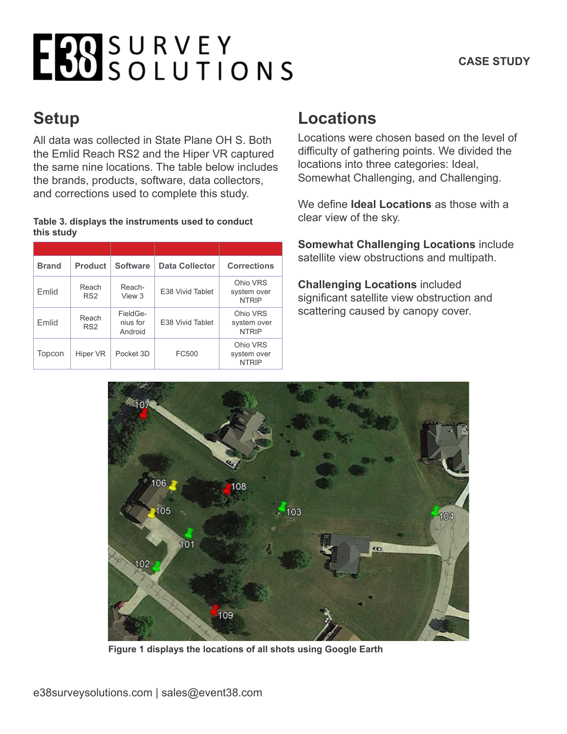# E38 SURVEY SOLUTIONS

**CASE STUDY**

## Setup

All data was collected in State Plane OH S. Both the Emlid Reach RS2 and the Hiper VR captured the same nine locations. The table below includes the brands, products, software, data collectors, and corrections used to complete this study.

**Table 3. displays the instruments used to conduct this study**

| Brand | Product | Software | Data Collector | Corrections |
|---|---|---|---|---|
| Emlid | Reach RS2 | Reach-View 3 | E38 Vivid Tablet | Ohio VRS system over NTRIP |
| Emlid | Reach RS2 | FieldGenius for Android | E38 Vivid Tablet | Ohio VRS system over NTRIP |
| Topcon | Hiper VR | Pocket 3D | FC500 | Ohio VRS system over NTRIP |

## Locations

Locations were chosen based on the level of difficulty of gathering points. We divided the locations into three categories: Ideal, Somewhat Challenging, and Challenging.

We define **Ideal Locations** as those with a clear view of the sky.

**Somewhat Challenging Locations** include satellite view obstructions and multipath.

**Challenging Locations** included significant satellite view obstruction and scattering caused by canopy cover.

**Figure 1 displays the locations of all shots using Google Earth**

e38surveysolutions.com | sales@event38.com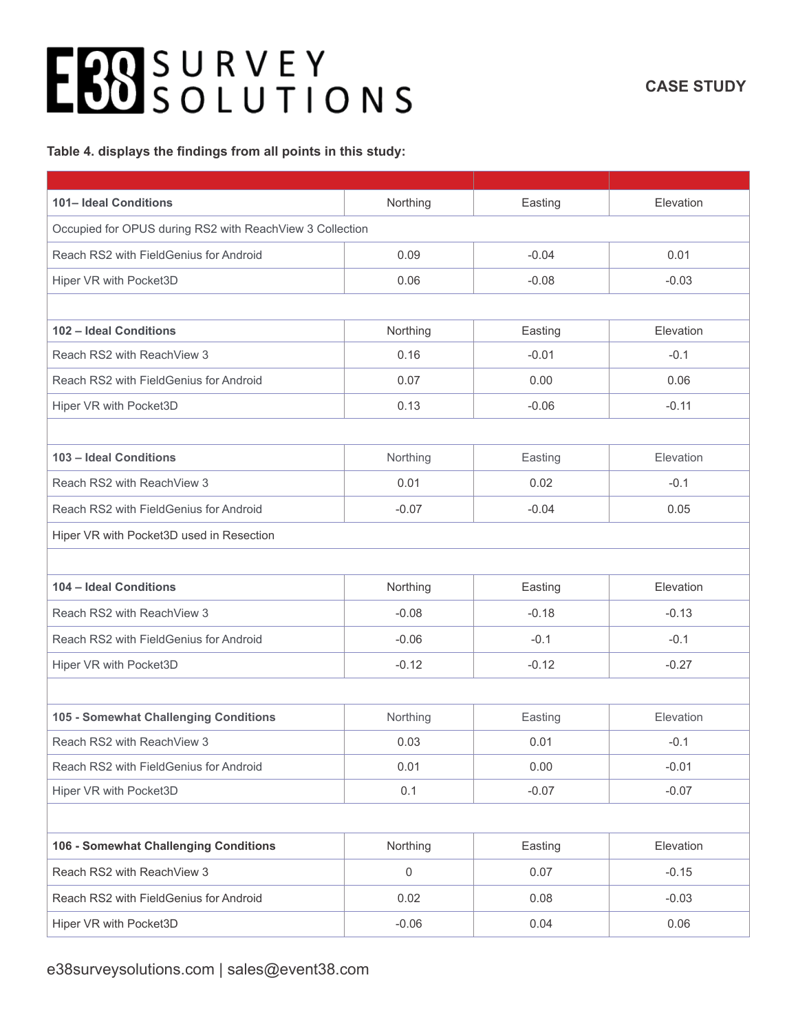**Table 4. displays the findings from all points in this study:**

| | | | |
|---|---|---|---|
| **101– Ideal Conditions** | Northing | Easting | Elevation |
| Occupied for OPUS during RS2 with ReachView 3 Collection | | | |
| Reach RS2 with FieldGenius for Android | 0.09 | -0.04 | 0.01 |
| Hiper VR with Pocket3D | 0.06 | -0.08 | -0.03 |
| | | | |
| **102 – Ideal Conditions** | Northing | Easting | Elevation |
| Reach RS2 with ReachView 3 | 0.16 | -0.01 | -0.1 |
| Reach RS2 with FieldGenius for Android | 0.07 | 0.00 | 0.06 |
| Hiper VR with Pocket3D | 0.13 | -0.06 | -0.11 |
| | | | |
| **103 – Ideal Conditions** | Northing | Easting | Elevation |
| Reach RS2 with ReachView 3 | 0.01 | 0.02 | -0.1 |
| Reach RS2 with FieldGenius for Android | -0.07 | -0.04 | 0.05 |
| Hiper VR with Pocket3D used in Resection | | | |
| | | | |
| **104 – Ideal Conditions** | Northing | Easting | Elevation |
| Reach RS2 with ReachView 3 | -0.08 | -0.18 | -0.13 |
| Reach RS2 with FieldGenius for Android | -0.06 | -0.1 | -0.1 |
| Hiper VR with Pocket3D | -0.12 | -0.12 | -0.27 |
| | | | |
| **105 - Somewhat Challenging Conditions** | Northing | Easting | Elevation |
| Reach RS2 with ReachView 3 | 0.03 | 0.01 | -0.1 |
| Reach RS2 with FieldGenius for Android | 0.01 | 0.00 | -0.01 |
| Hiper VR with Pocket3D | 0.1 | -0.07 | -0.07 |
| | | | |
| **106 - Somewhat Challenging Conditions** | Northing | Easting | Elevation |
| Reach RS2 with ReachView 3 | 0 | 0.07 | -0.15 |
| Reach RS2 with FieldGenius for Android | 0.02 | 0.08 | -0.03 |
| Hiper VR with Pocket3D | -0.06 | 0.04 | 0.06 |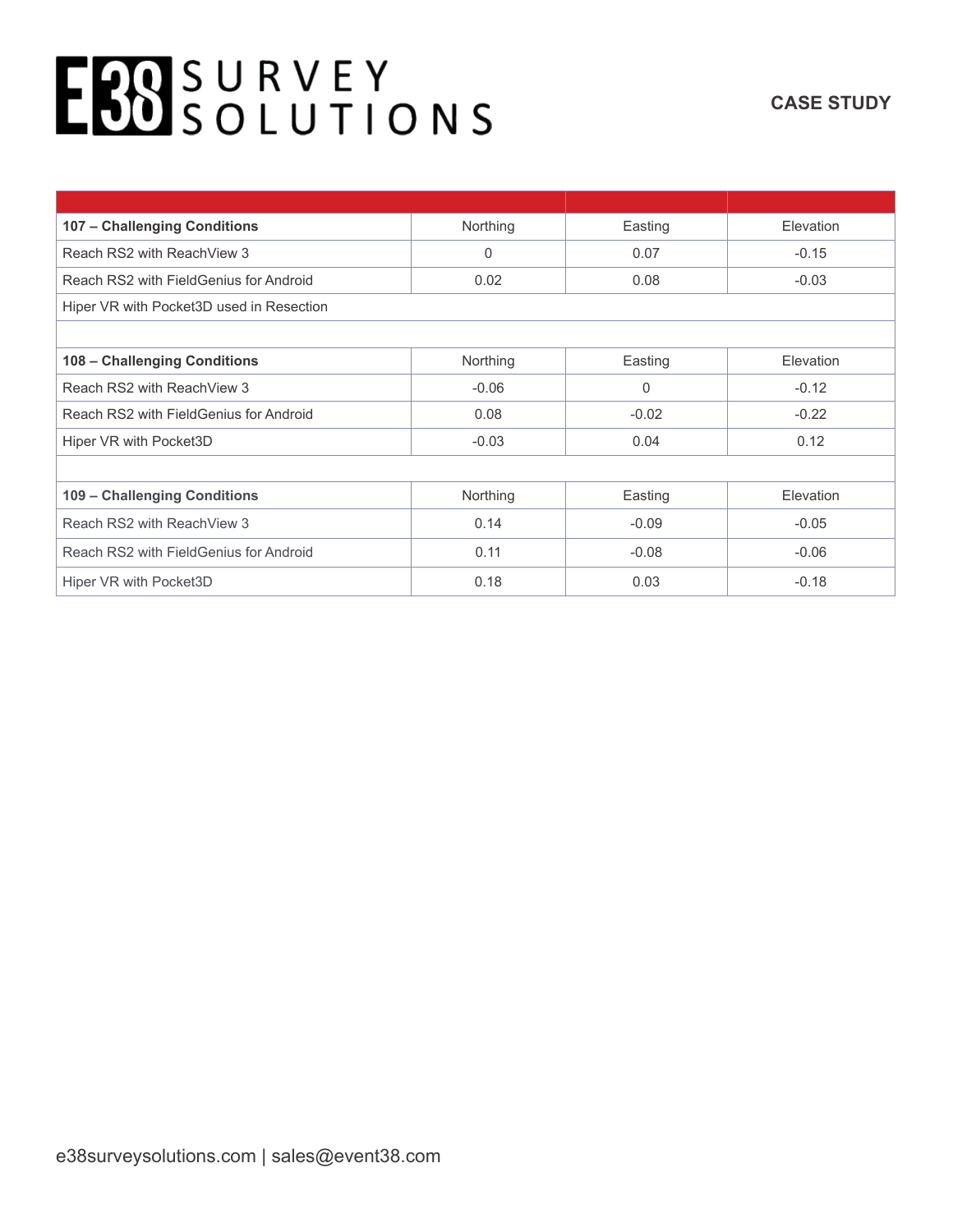| | | | |
|---|---|---|---|
| **107 – Challenging Conditions** | Northing | Easting | Elevation |
| Reach RS2 with ReachView 3 | 0 | 0.07 | -0.15 |
| Reach RS2 with FieldGenius for Android | 0.02 | 0.08 | -0.03 |
| Hiper VR with Pocket3D used in Resection | | | |
| | | | |
| **108 – Challenging Conditions** | Northing | Easting | Elevation |
| Reach RS2 with ReachView 3 | -0.06 | 0 | -0.12 |
| Reach RS2 with FieldGenius for Android | 0.08 | -0.02 | -0.22 |
| Hiper VR with Pocket3D | -0.03 | 0.04 | 0.12 |
| | | | |
| **109 – Challenging Conditions** | Northing | Easting | Elevation |
| Reach RS2 with ReachView 3 | 0.14 | -0.09 | -0.05 |
| Reach RS2 with FieldGenius for Android | 0.11 | -0.08 | -0.06 |
| Hiper VR with Pocket3D | 0.18 | 0.03 | -0.18 |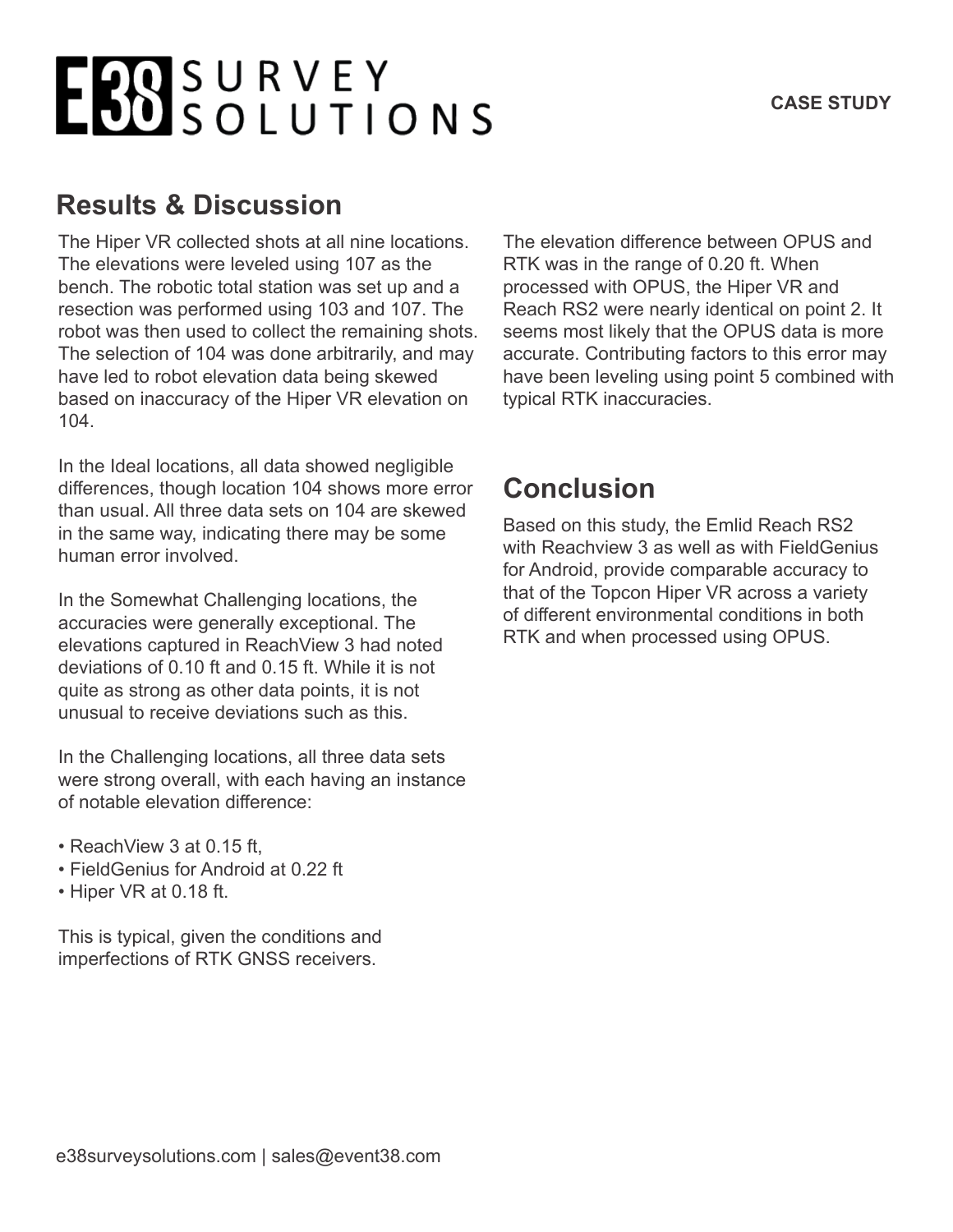## Results & Discussion

The Hiper VR collected shots at all nine locations. The elevations were leveled using 107 as the bench. The robotic total station was set up and a resection was performed using 103 and 107. The robot was then used to collect the remaining shots. The selection of 104 was done arbitrarily, and may have led to robot elevation data being skewed based on inaccuracy of the Hiper VR elevation on 104.

In the Ideal locations, all data showed negligible differences, though location 104 shows more error than usual. All three data sets on 104 are skewed in the same way, indicating there may be some human error involved.

In the Somewhat Challenging locations, the accuracies were generally exceptional. The elevations captured in ReachView 3 had noted deviations of 0.10 ft and 0.15 ft. While it is not quite as strong as other data points, it is not unusual to receive deviations such as this.

In the Challenging locations, all three data sets were strong overall, with each having an instance of notable elevation difference:

- ReachView 3 at 0.15 ft,
- FieldGenius for Android at 0.22 ft
- Hiper VR at 0.18 ft.

This is typical, given the conditions and imperfections of RTK GNSS receivers.

The elevation difference between OPUS and RTK was in the range of 0.20 ft. When processed with OPUS, the Hiper VR and Reach RS2 were nearly identical on point 2. It seems most likely that the OPUS data is more accurate. Contributing factors to this error may have been leveling using point 5 combined with typical RTK inaccuracies.

## Conclusion

Based on this study, the Emlid Reach RS2 with Reachview 3 as well as with FieldGenius for Android, provide comparable accuracy to that of the Topcon Hiper VR across a variety of different environmental conditions in both RTK and when processed using OPUS.